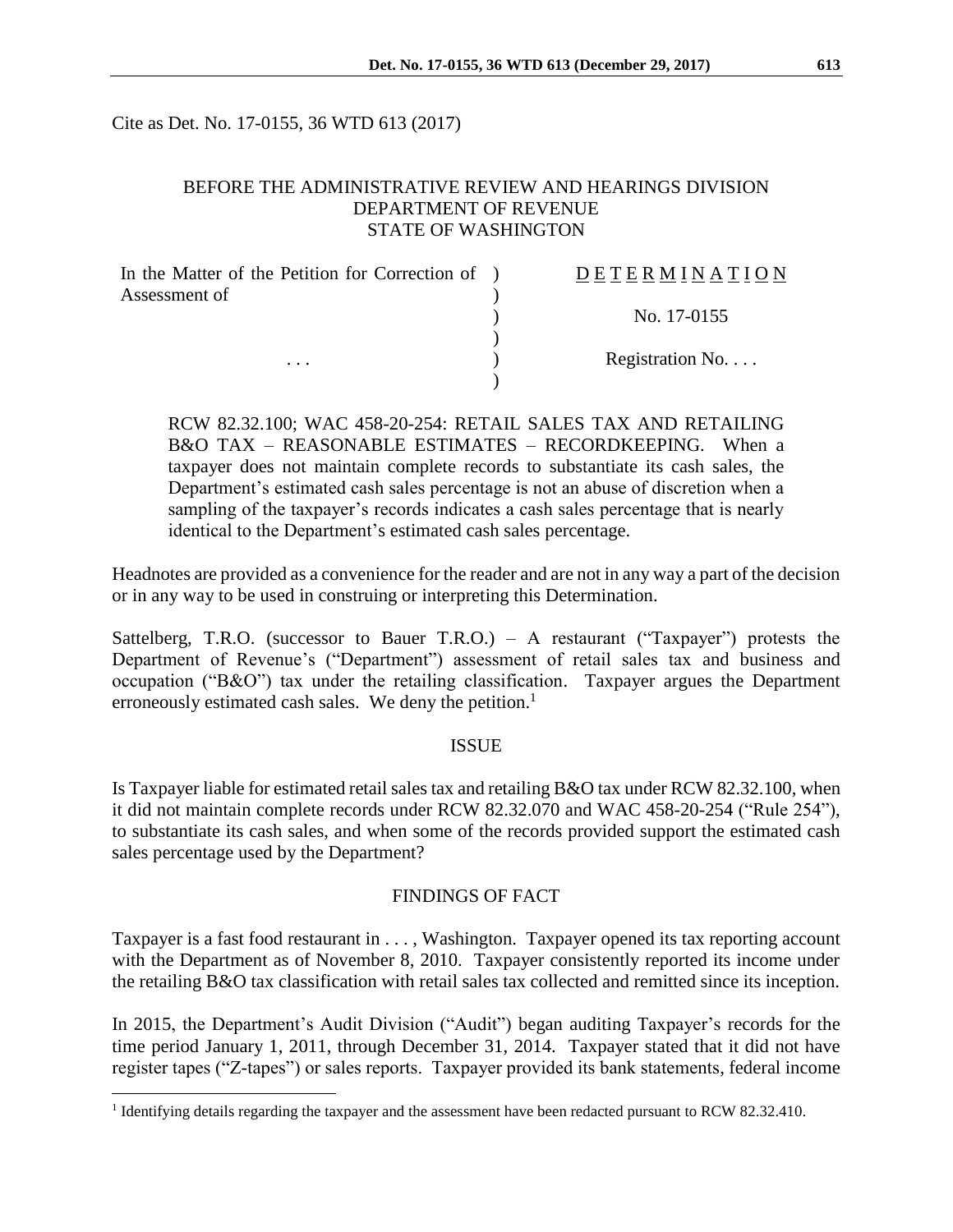Cite as Det. No. 17-0155, 36 WTD 613 (2017)

BEFORE THE ADMINISTRATIVE REVIEW AND HEARINGS DIVISION
DEPARTMENT OF REVENUE
STATE OF WASHINGTON

| | | |
|---|---|---|
| In the Matter of the Petition for Correction of Assessment of | ) | DETERMINATION |
| | ) | No. 17-0155 |
| . . . | ) | Registration No. . . . |

RCW 82.32.100; WAC 458-20-254: RETAIL SALES TAX AND RETAILING B&O TAX – REASONABLE ESTIMATES – RECORDKEEPING. When a taxpayer does not maintain complete records to substantiate its cash sales, the Department's estimated cash sales percentage is not an abuse of discretion when a sampling of the taxpayer's records indicates a cash sales percentage that is nearly identical to the Department's estimated cash sales percentage.

Headnotes are provided as a convenience for the reader and are not in any way a part of the decision or in any way to be used in construing or interpreting this Determination.

Sattelberg, T.R.O. (successor to Bauer T.R.O.) – A restaurant ("Taxpayer") protests the Department of Revenue's ("Department") assessment of retail sales tax and business and occupation ("B&O") tax under the retailing classification. Taxpayer argues the Department erroneously estimated cash sales. We deny the petition.[1]

## ISSUE

Is Taxpayer liable for estimated retail sales tax and retailing B&O tax under RCW 82.32.100, when it did not maintain complete records under RCW 82.32.070 and WAC 458-20-254 ("Rule 254"), to substantiate its cash sales, and when some of the records provided support the estimated cash sales percentage used by the Department?

## FINDINGS OF FACT

Taxpayer is a fast food restaurant in . . . , Washington. Taxpayer opened its tax reporting account with the Department as of November 8, 2010. Taxpayer consistently reported its income under the retailing B&O tax classification with retail sales tax collected and remitted since its inception.

In 2015, the Department's Audit Division ("Audit") began auditing Taxpayer's records for the time period January 1, 2011, through December 31, 2014. Taxpayer stated that it did not have register tapes ("Z-tapes") or sales reports. Taxpayer provided its bank statements, federal income

[1] Identifying details regarding the taxpayer and the assessment have been redacted pursuant to RCW 82.32.410.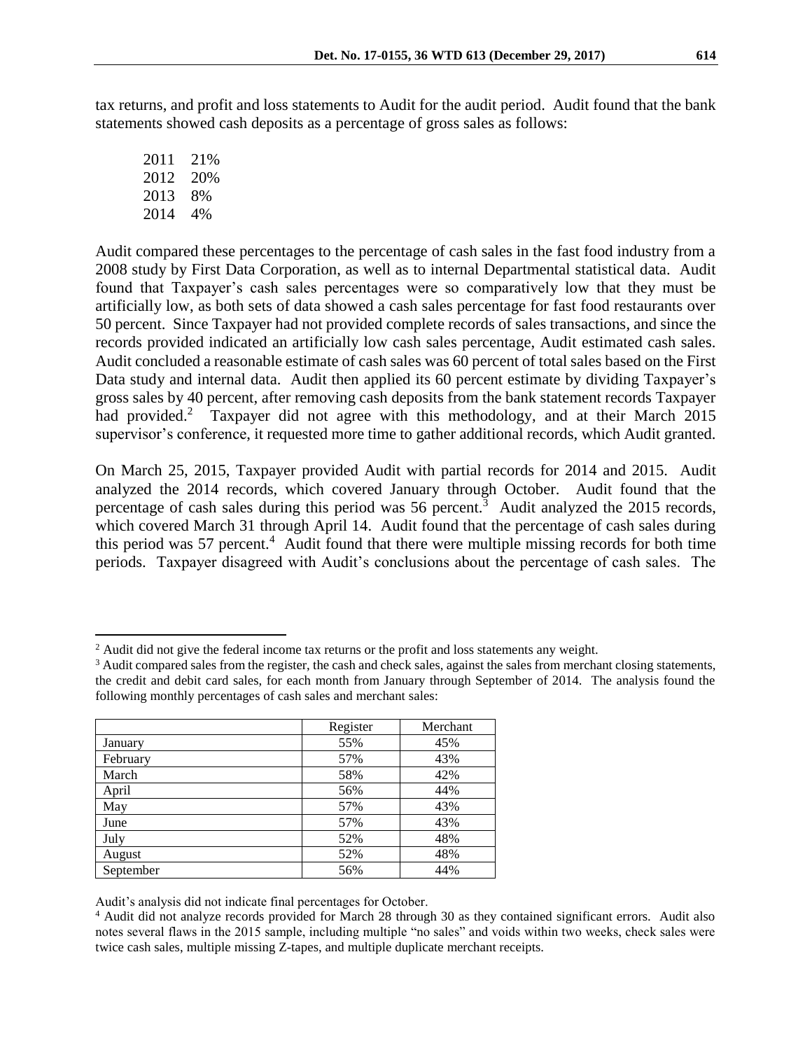tax returns, and profit and loss statements to Audit for the audit period. Audit found that the bank statements showed cash deposits as a percentage of gross sales as follows:

2011 21%
2012 20%
2013 8%
2014 4%

Audit compared these percentages to the percentage of cash sales in the fast food industry from a 2008 study by First Data Corporation, as well as to internal Departmental statistical data. Audit found that Taxpayer's cash sales percentages were so comparatively low that they must be artificially low, as both sets of data showed a cash sales percentage for fast food restaurants over 50 percent. Since Taxpayer had not provided complete records of sales transactions, and since the records provided indicated an artificially low cash sales percentage, Audit estimated cash sales. Audit concluded a reasonable estimate of cash sales was 60 percent of total sales based on the First Data study and internal data. Audit then applied its 60 percent estimate by dividing Taxpayer's gross sales by 40 percent, after removing cash deposits from the bank statement records Taxpayer had provided.[2] Taxpayer did not agree with this methodology, and at their March 2015 supervisor's conference, it requested more time to gather additional records, which Audit granted.

On March 25, 2015, Taxpayer provided Audit with partial records for 2014 and 2015. Audit analyzed the 2014 records, which covered January through October. Audit found that the percentage of cash sales during this period was 56 percent.[3] Audit analyzed the 2015 records, which covered March 31 through April 14. Audit found that the percentage of cash sales during this period was 57 percent.[4] Audit found that there were multiple missing records for both time periods. Taxpayer disagreed with Audit's conclusions about the percentage of cash sales. The

---

[2] Audit did not give the federal income tax returns or the profit and loss statements any weight.

[3] Audit compared sales from the register, the cash and check sales, against the sales from merchant closing statements, the credit and debit card sales, for each month from January through September of 2014. The analysis found the following monthly percentages of cash sales and merchant sales:

| | Register | Merchant |
|---|---|---|
| January | 55% | 45% |
| February | 57% | 43% |
| March | 58% | 42% |
| April | 56% | 44% |
| May | 57% | 43% |
| June | 57% | 43% |
| July | 52% | 48% |
| August | 52% | 48% |
| September | 56% | 44% |

Audit's analysis did not indicate final percentages for October.

[4] Audit did not analyze records provided for March 28 through 30 as they contained significant errors. Audit also notes several flaws in the 2015 sample, including multiple "no sales" and voids within two weeks, check sales were twice cash sales, multiple missing Z-tapes, and multiple duplicate merchant receipts.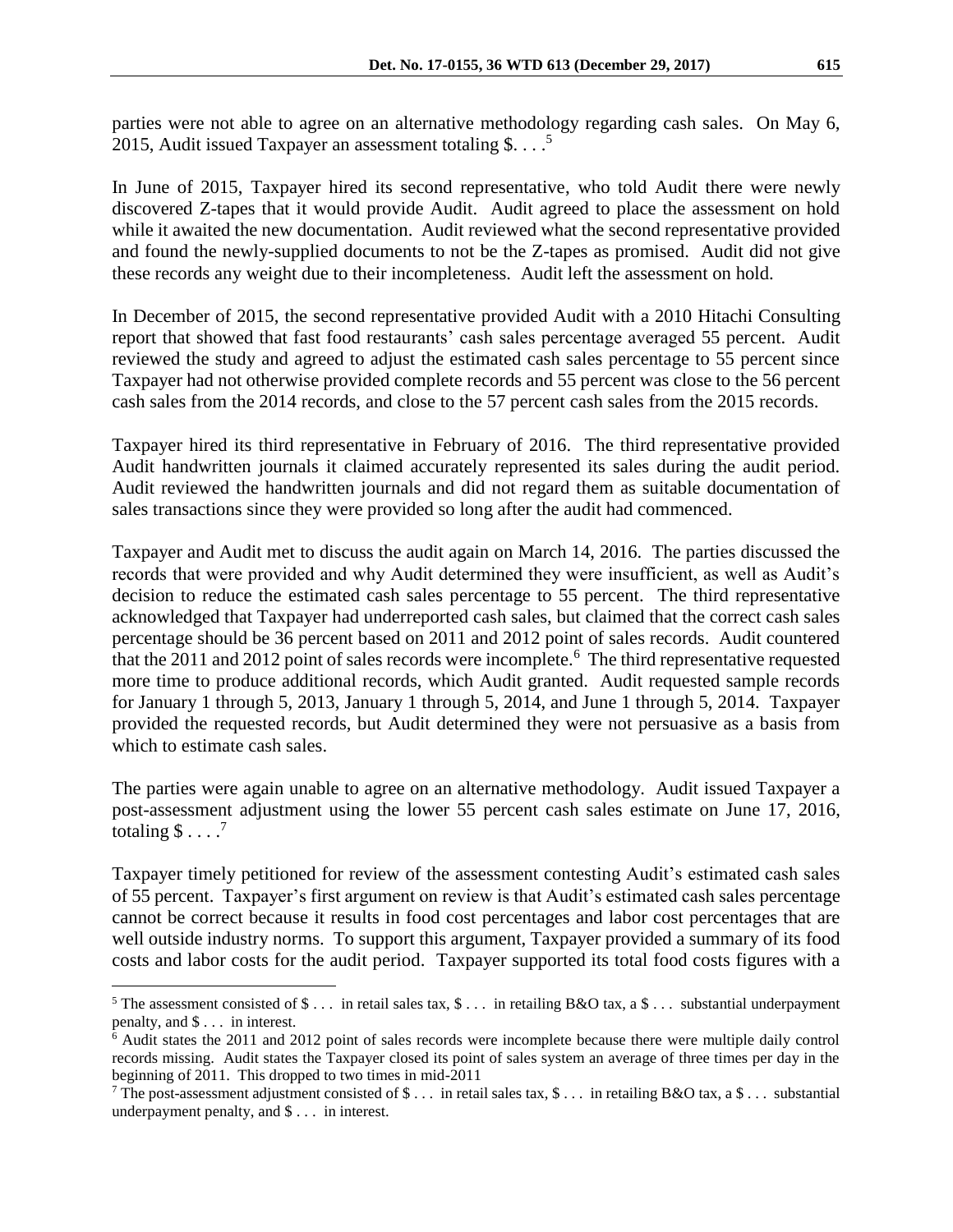parties were not able to agree on an alternative methodology regarding cash sales. On May 6, 2015, Audit issued Taxpayer an assessment totaling $. . . .[5]

In June of 2015, Taxpayer hired its second representative, who told Audit there were newly discovered Z-tapes that it would provide Audit. Audit agreed to place the assessment on hold while it awaited the new documentation. Audit reviewed what the second representative provided and found the newly-supplied documents to not be the Z-tapes as promised. Audit did not give these records any weight due to their incompleteness. Audit left the assessment on hold.

In December of 2015, the second representative provided Audit with a 2010 Hitachi Consulting report that showed that fast food restaurants' cash sales percentage averaged 55 percent. Audit reviewed the study and agreed to adjust the estimated cash sales percentage to 55 percent since Taxpayer had not otherwise provided complete records and 55 percent was close to the 56 percent cash sales from the 2014 records, and close to the 57 percent cash sales from the 2015 records.

Taxpayer hired its third representative in February of 2016. The third representative provided Audit handwritten journals it claimed accurately represented its sales during the audit period. Audit reviewed the handwritten journals and did not regard them as suitable documentation of sales transactions since they were provided so long after the audit had commenced.

Taxpayer and Audit met to discuss the audit again on March 14, 2016. The parties discussed the records that were provided and why Audit determined they were insufficient, as well as Audit's decision to reduce the estimated cash sales percentage to 55 percent. The third representative acknowledged that Taxpayer had underreported cash sales, but claimed that the correct cash sales percentage should be 36 percent based on 2011 and 2012 point of sales records. Audit countered that the 2011 and 2012 point of sales records were incomplete.[6] The third representative requested more time to produce additional records, which Audit granted. Audit requested sample records for January 1 through 5, 2013, January 1 through 5, 2014, and June 1 through 5, 2014. Taxpayer provided the requested records, but Audit determined they were not persuasive as a basis from which to estimate cash sales.

The parties were again unable to agree on an alternative methodology. Audit issued Taxpayer a post-assessment adjustment using the lower 55 percent cash sales estimate on June 17, 2016, totaling $ . . . .[7]

Taxpayer timely petitioned for review of the assessment contesting Audit's estimated cash sales of 55 percent. Taxpayer's first argument on review is that Audit's estimated cash sales percentage cannot be correct because it results in food cost percentages and labor cost percentages that are well outside industry norms. To support this argument, Taxpayer provided a summary of its food costs and labor costs for the audit period. Taxpayer supported its total food costs figures with a

---

[5] The assessment consisted of $ . . . in retail sales tax, $ . . . in retailing B&O tax, a $ . . . substantial underpayment penalty, and $ . . . in interest.

[6] Audit states the 2011 and 2012 point of sales records were incomplete because there were multiple daily control records missing. Audit states the Taxpayer closed its point of sales system an average of three times per day in the beginning of 2011. This dropped to two times in mid-2011

[7] The post-assessment adjustment consisted of $ . . . in retail sales tax, $ . . . in retailing B&O tax, a $ . . . substantial underpayment penalty, and $ . . . in interest.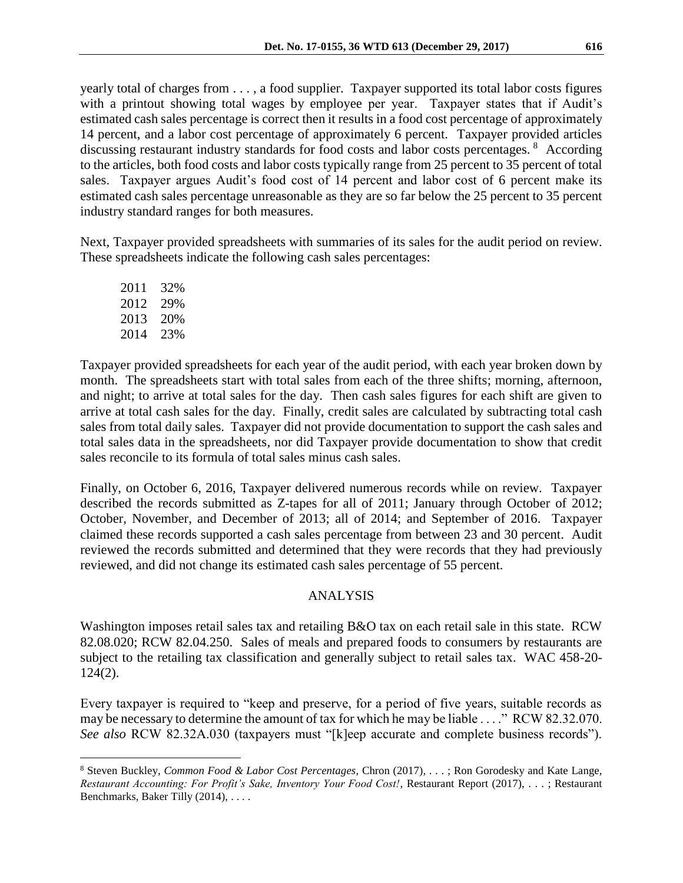yearly total of charges from . . . , a food supplier. Taxpayer supported its total labor costs figures with a printout showing total wages by employee per year. Taxpayer states that if Audit's estimated cash sales percentage is correct then it results in a food cost percentage of approximately 14 percent, and a labor cost percentage of approximately 6 percent. Taxpayer provided articles discussing restaurant industry standards for food costs and labor costs percentages. [8] According to the articles, both food costs and labor costs typically range from 25 percent to 35 percent of total sales. Taxpayer argues Audit's food cost of 14 percent and labor cost of 6 percent make its estimated cash sales percentage unreasonable as they are so far below the 25 percent to 35 percent industry standard ranges for both measures.

Next, Taxpayer provided spreadsheets with summaries of its sales for the audit period on review. These spreadsheets indicate the following cash sales percentages:

| | |
|---|---|
| 2011 | 32% |
| 2012 | 29% |
| 2013 | 20% |
| 2014 | 23% |

Taxpayer provided spreadsheets for each year of the audit period, with each year broken down by month. The spreadsheets start with total sales from each of the three shifts; morning, afternoon, and night; to arrive at total sales for the day. Then cash sales figures for each shift are given to arrive at total cash sales for the day. Finally, credit sales are calculated by subtracting total cash sales from total daily sales. Taxpayer did not provide documentation to support the cash sales and total sales data in the spreadsheets, nor did Taxpayer provide documentation to show that credit sales reconcile to its formula of total sales minus cash sales.

Finally, on October 6, 2016, Taxpayer delivered numerous records while on review. Taxpayer described the records submitted as Z-tapes for all of 2011; January through October of 2012; October, November, and December of 2013; all of 2014; and September of 2016. Taxpayer claimed these records supported a cash sales percentage from between 23 and 30 percent. Audit reviewed the records submitted and determined that they were records that they had previously reviewed, and did not change its estimated cash sales percentage of 55 percent.

## ANALYSIS

Washington imposes retail sales tax and retailing B&O tax on each retail sale in this state. RCW 82.08.020; RCW 82.04.250. Sales of meals and prepared foods to consumers by restaurants are subject to the retailing tax classification and generally subject to retail sales tax. WAC 458-20-124(2).

Every taxpayer is required to "keep and preserve, for a period of five years, suitable records as may be necessary to determine the amount of tax for which he may be liable . . . ." RCW 82.32.070. *See also* RCW 82.32A.030 (taxpayers must "[k]eep accurate and complete business records").

---

[8] Steven Buckley, *Common Food & Labor Cost Percentages*, Chron (2017), . . . ; Ron Gorodesky and Kate Lange, *Restaurant Accounting: For Profit's Sake, Inventory Your Food Cost!*, Restaurant Report (2017), . . . ; Restaurant Benchmarks, Baker Tilly (2014), . . . .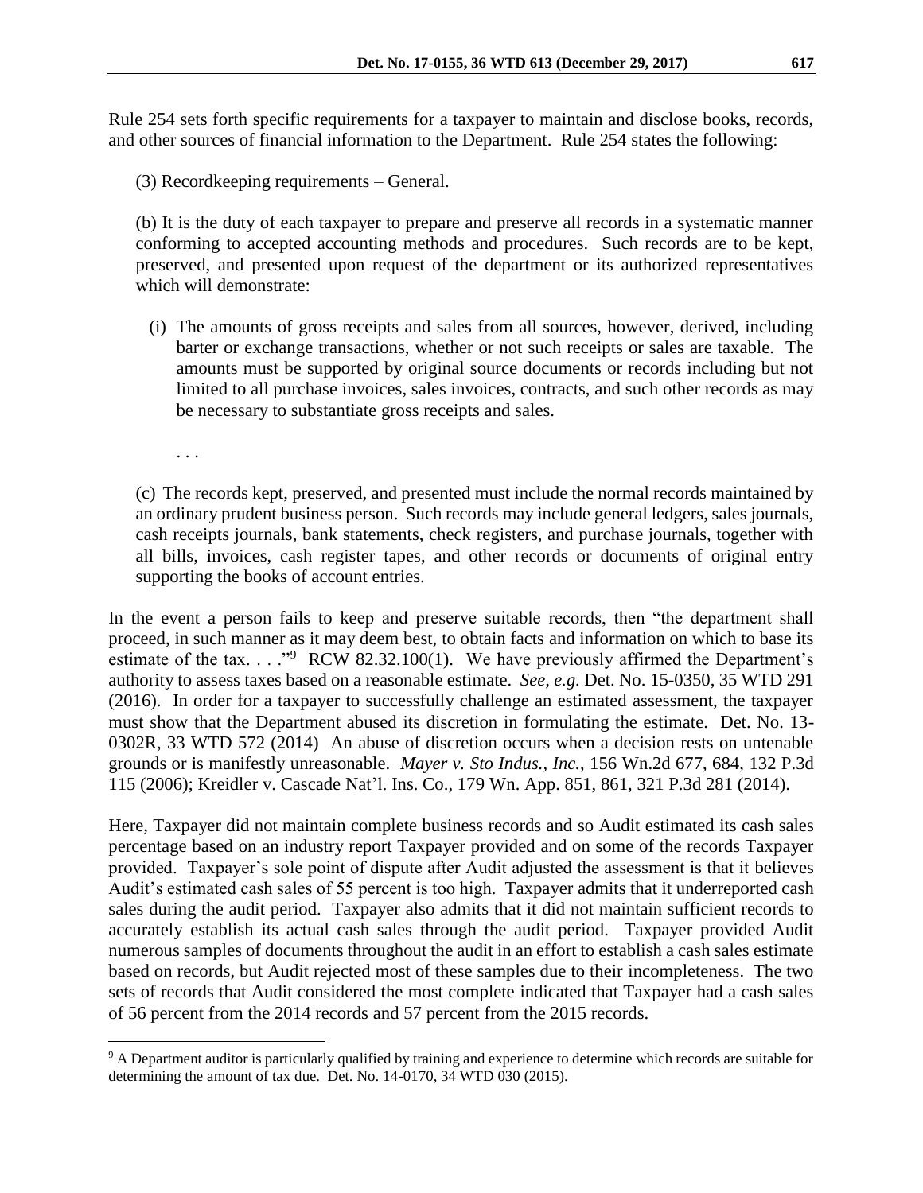Rule 254 sets forth specific requirements for a taxpayer to maintain and disclose books, records, and other sources of financial information to the Department. Rule 254 states the following:

> (3) Recordkeeping requirements – General.
>
> (b) It is the duty of each taxpayer to prepare and preserve all records in a systematic manner conforming to accepted accounting methods and procedures. Such records are to be kept, preserved, and presented upon request of the department or its authorized representatives which will demonstrate:
>
> (i) The amounts of gross receipts and sales from all sources, however, derived, including barter or exchange transactions, whether or not such receipts or sales are taxable. The amounts must be supported by original source documents or records including but not limited to all purchase invoices, sales invoices, contracts, and such other records as may be necessary to substantiate gross receipts and sales.
>
> . . .
>
> (c) The records kept, preserved, and presented must include the normal records maintained by an ordinary prudent business person. Such records may include general ledgers, sales journals, cash receipts journals, bank statements, check registers, and purchase journals, together with all bills, invoices, cash register tapes, and other records or documents of original entry supporting the books of account entries.

In the event a person fails to keep and preserve suitable records, then "the department shall proceed, in such manner as it may deem best, to obtain facts and information on which to base its estimate of the tax. . . ."[9] RCW 82.32.100(1). We have previously affirmed the Department's authority to assess taxes based on a reasonable estimate. *See, e.g.* Det. No. 15-0350, 35 WTD 291 (2016). In order for a taxpayer to successfully challenge an estimated assessment, the taxpayer must show that the Department abused its discretion in formulating the estimate. Det. No. 13-0302R, 33 WTD 572 (2014) An abuse of discretion occurs when a decision rests on untenable grounds or is manifestly unreasonable. *Mayer v. Sto Indus., Inc.*, 156 Wn.2d 677, 684, 132 P.3d 115 (2006); Kreidler v. Cascade Nat'l. Ins. Co., 179 Wn. App. 851, 861, 321 P.3d 281 (2014).

Here, Taxpayer did not maintain complete business records and so Audit estimated its cash sales percentage based on an industry report Taxpayer provided and on some of the records Taxpayer provided. Taxpayer's sole point of dispute after Audit adjusted the assessment is that it believes Audit's estimated cash sales of 55 percent is too high. Taxpayer admits that it underreported cash sales during the audit period. Taxpayer also admits that it did not maintain sufficient records to accurately establish its actual cash sales through the audit period. Taxpayer provided Audit numerous samples of documents throughout the audit in an effort to establish a cash sales estimate based on records, but Audit rejected most of these samples due to their incompleteness. The two sets of records that Audit considered the most complete indicated that Taxpayer had a cash sales of 56 percent from the 2014 records and 57 percent from the 2015 records.

---

[9] A Department auditor is particularly qualified by training and experience to determine which records are suitable for determining the amount of tax due. Det. No. 14-0170, 34 WTD 030 (2015).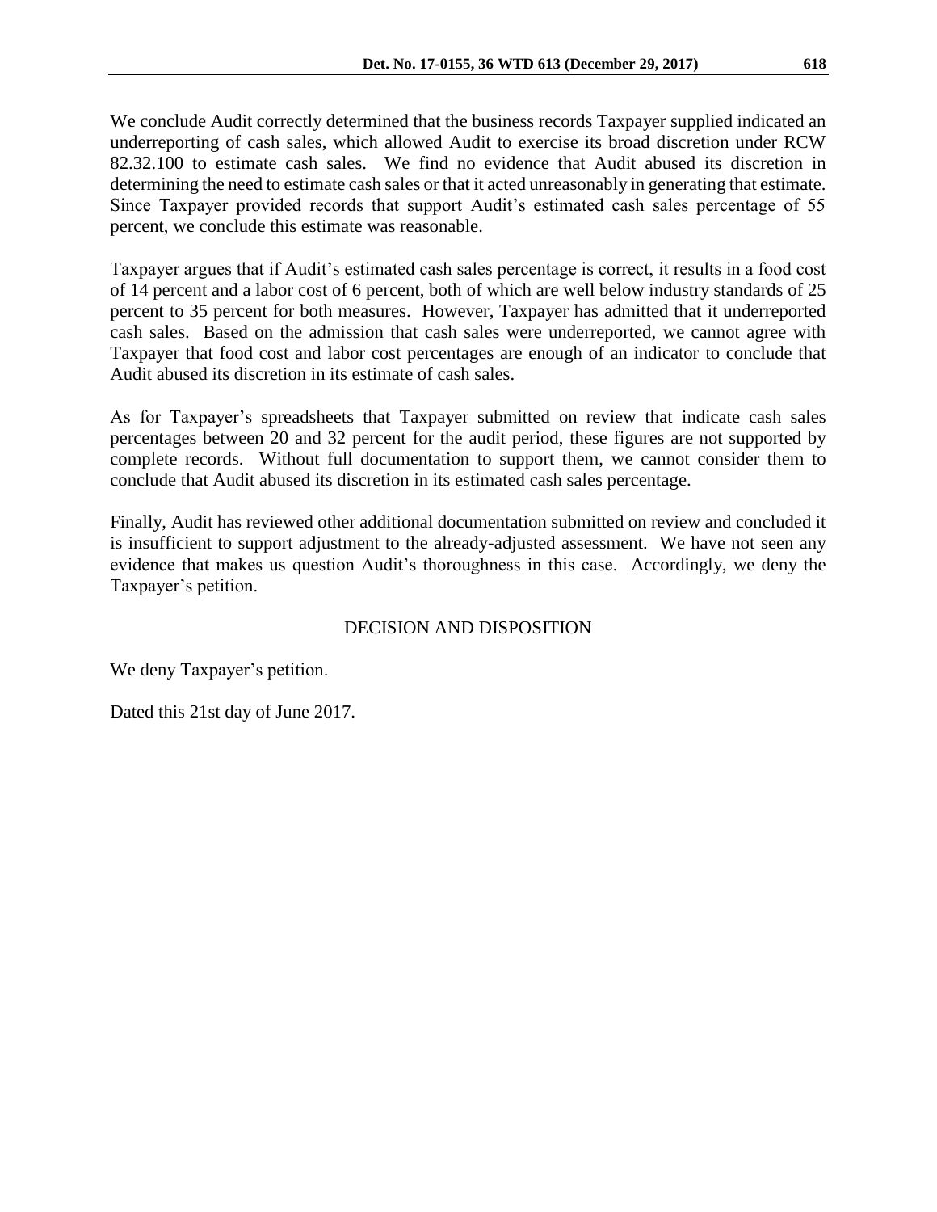We conclude Audit correctly determined that the business records Taxpayer supplied indicated an underreporting of cash sales, which allowed Audit to exercise its broad discretion under RCW 82.32.100 to estimate cash sales. We find no evidence that Audit abused its discretion in determining the need to estimate cash sales or that it acted unreasonably in generating that estimate. Since Taxpayer provided records that support Audit's estimated cash sales percentage of 55 percent, we conclude this estimate was reasonable.

Taxpayer argues that if Audit's estimated cash sales percentage is correct, it results in a food cost of 14 percent and a labor cost of 6 percent, both of which are well below industry standards of 25 percent to 35 percent for both measures. However, Taxpayer has admitted that it underreported cash sales. Based on the admission that cash sales were underreported, we cannot agree with Taxpayer that food cost and labor cost percentages are enough of an indicator to conclude that Audit abused its discretion in its estimate of cash sales.

As for Taxpayer's spreadsheets that Taxpayer submitted on review that indicate cash sales percentages between 20 and 32 percent for the audit period, these figures are not supported by complete records. Without full documentation to support them, we cannot consider them to conclude that Audit abused its discretion in its estimated cash sales percentage.

Finally, Audit has reviewed other additional documentation submitted on review and concluded it is insufficient to support adjustment to the already-adjusted assessment. We have not seen any evidence that makes us question Audit's thoroughness in this case. Accordingly, we deny the Taxpayer's petition.

## DECISION AND DISPOSITION

We deny Taxpayer's petition.

Dated this 21st day of June 2017.